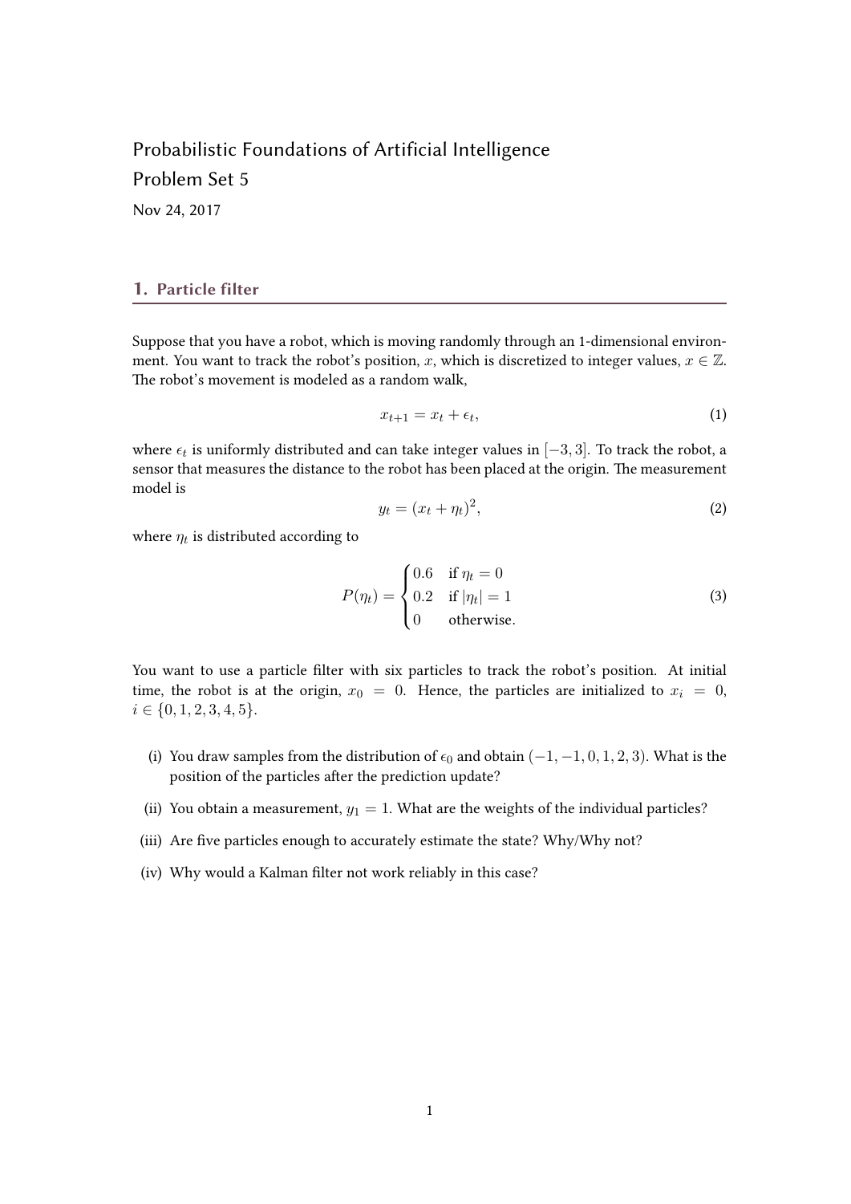Probabilistic Foundations of Artificial Intelligence

Problem Set 5

Nov 24, 2017

## 1. Particle filter

Suppose that you have a robot, which is moving randomly through an 1-dimensional environment. You want to track the robot's position, $x$, which is discretized to integer values, $x \in \mathbb{Z}$. The robot's movement is modeled as a random walk,

$$x_{t+1} = x_t + \epsilon_t, \tag{1}$$

where $\epsilon_t$ is uniformly distributed and can take integer values in $[-3, 3]$. To track the robot, a sensor that measures the distance to the robot has been placed at the origin. The measurement model is

$$y_t = (x_t + \eta_t)^2, \tag{2}$$

where $\eta_t$ is distributed according to

$$P(\eta_t) = \begin{cases} 0.6 & \text{if } \eta_t = 0 \\ 0.2 & \text{if } |\eta_t| = 1 \\ 0 & \text{otherwise.} \end{cases} \tag{3}$$

You want to use a particle filter with six particles to track the robot's position. At initial time, the robot is at the origin, $x_0 = 0$. Hence, the particles are initialized to $x_i = 0$, $i \in \{0, 1, 2, 3, 4, 5\}$.

(i) You draw samples from the distribution of $\epsilon_0$ and obtain $(-1, -1, 0, 1, 2, 3)$. What is the position of the particles after the prediction update?

(ii) You obtain a measurement, $y_1 = 1$. What are the weights of the individual particles?

(iii) Are five particles enough to accurately estimate the state? Why/Why not?

(iv) Why would a Kalman filter not work reliably in this case?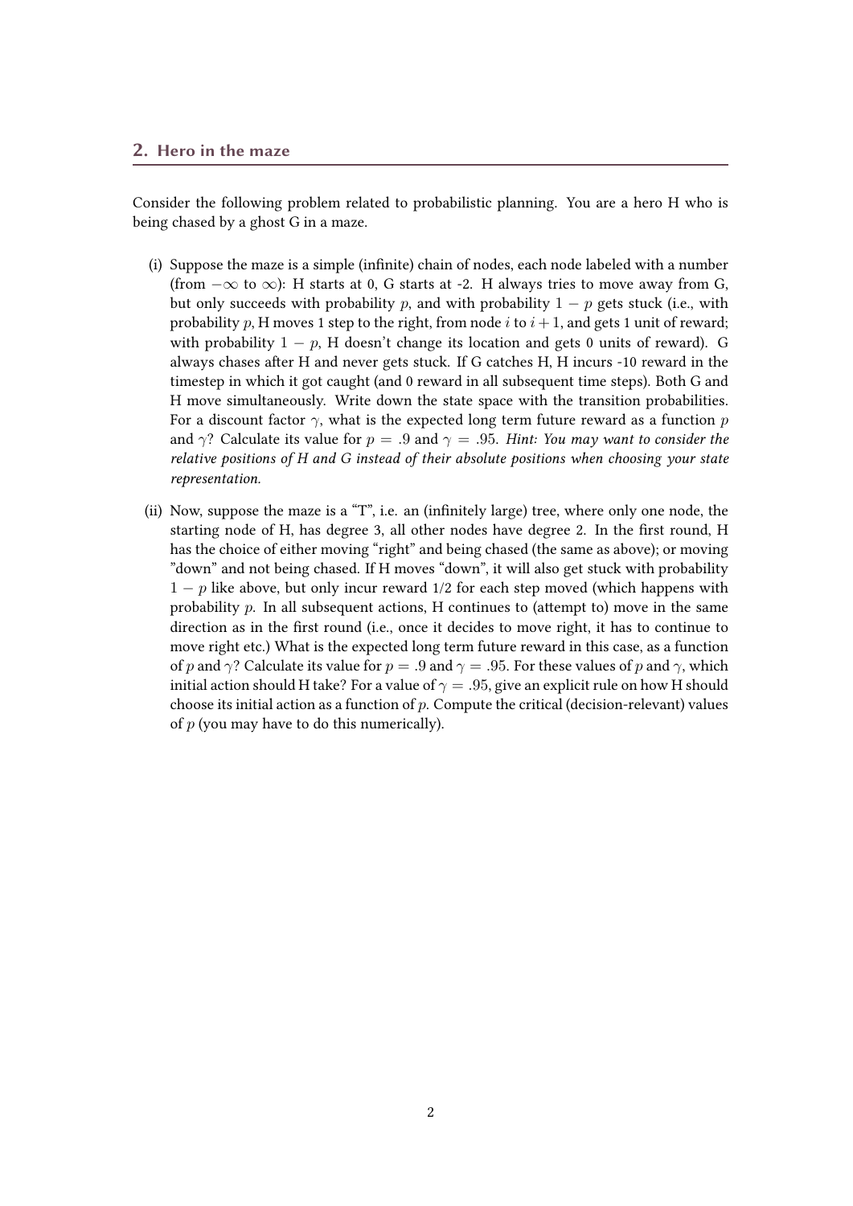## 2. Hero in the maze

Consider the following problem related to probabilistic planning. You are a hero H who is being chased by a ghost G in a maze.

(i) Suppose the maze is a simple (infinite) chain of nodes, each node labeled with a number (from $-\infty$ to $\infty$): H starts at 0, G starts at -2. H always tries to move away from G, but only succeeds with probability $p$, and with probability $1 - p$ gets stuck (i.e., with probability $p$, H moves 1 step to the right, from node $i$ to $i + 1$, and gets 1 unit of reward; with probability $1 - p$, H doesn't change its location and gets 0 units of reward). G always chases after H and never gets stuck. If G catches H, H incurs -10 reward in the timestep in which it got caught (and 0 reward in all subsequent time steps). Both G and H move simultaneously. Write down the state space with the transition probabilities. For a discount factor $\gamma$, what is the expected long term future reward as a function $p$ and $\gamma$? Calculate its value for $p = .9$ and $\gamma = .95$. *Hint: You may want to consider the relative positions of H and G instead of their absolute positions when choosing your state representation.*

(ii) Now, suppose the maze is a "T", i.e. an (infinitely large) tree, where only one node, the starting node of H, has degree 3, all other nodes have degree 2. In the first round, H has the choice of either moving "right" and being chased (the same as above); or moving "down" and not being chased. If H moves "down", it will also get stuck with probability $1 - p$ like above, but only incur reward 1/2 for each step moved (which happens with probability $p$. In all subsequent actions, H continues to (attempt to) move in the same direction as in the first round (i.e., once it decides to move right, it has to continue to move right etc.) What is the expected long term future reward in this case, as a function of $p$ and $\gamma$? Calculate its value for $p = .9$ and $\gamma = .95$. For these values of $p$ and $\gamma$, which initial action should H take? For a value of $\gamma = .95$, give an explicit rule on how H should choose its initial action as a function of $p$. Compute the critical (decision-relevant) values of $p$ (you may have to do this numerically).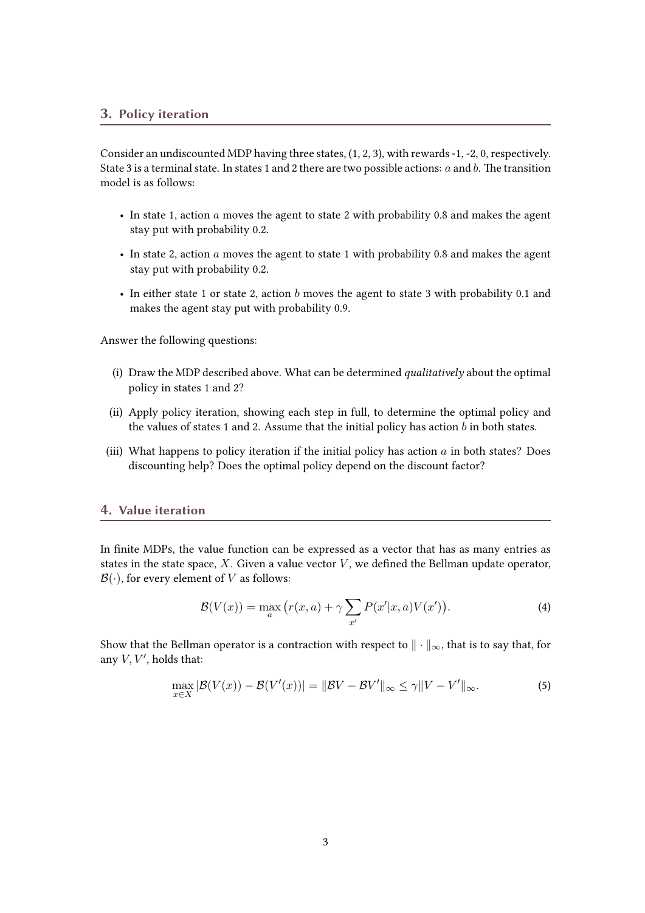## 3. Policy iteration

Consider an undiscounted MDP having three states, (1, 2, 3), with rewards -1, -2, 0, respectively. State 3 is a terminal state. In states 1 and 2 there are two possible actions: $a$ and $b$. The transition model is as follows:

- In state 1, action $a$ moves the agent to state 2 with probability 0.8 and makes the agent stay put with probability 0.2.
- In state 2, action $a$ moves the agent to state 1 with probability 0.8 and makes the agent stay put with probability 0.2.
- In either state 1 or state 2, action $b$ moves the agent to state 3 with probability 0.1 and makes the agent stay put with probability 0.9.

Answer the following questions:

(i) Draw the MDP described above. What can be determined *qualitatively* about the optimal policy in states 1 and 2?

(ii) Apply policy iteration, showing each step in full, to determine the optimal policy and the values of states 1 and 2. Assume that the initial policy has action $b$ in both states.

(iii) What happens to policy iteration if the initial policy has action $a$ in both states? Does discounting help? Does the optimal policy depend on the discount factor?

## 4. Value iteration

In finite MDPs, the value function can be expressed as a vector that has as many entries as states in the state space, $X$. Given a value vector $V$, we defined the Bellman update operator, $\mathcal{B}(\cdot)$, for every element of $V$ as follows:

$$\mathcal{B}(V(x)) = \max_{a} \big( r(x, a) + \gamma \sum_{x'} P(x'|x, a) V(x') \big). \tag{4}$$

Show that the Bellman operator is a contraction with respect to $\| \cdot \|_\infty$, that is to say that, for any $V, V'$, holds that:

$$\max_{x \in X} |\mathcal{B}(V(x)) - \mathcal{B}(V'(x))| = \|\mathcal{B}V - \mathcal{B}V'\|_\infty \leq \gamma \|V - V'\|_\infty. \tag{5}$$